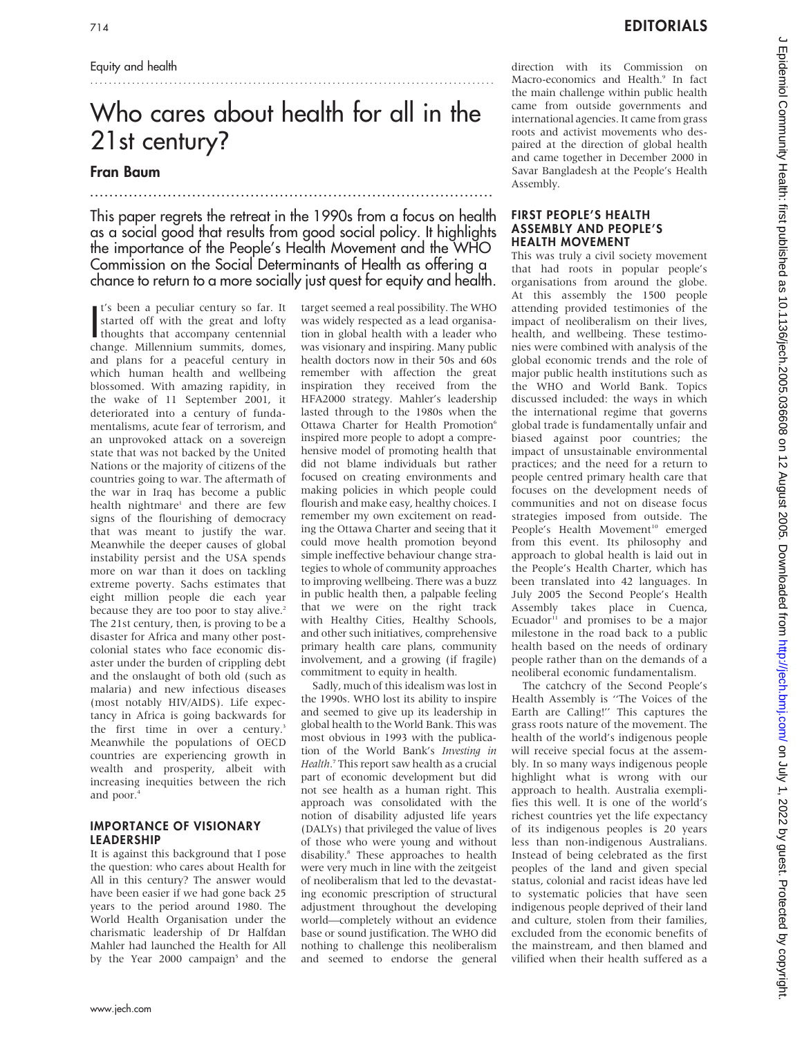Equity and health

# Who cares about health for all in the 21st century?

## Fran Baum

This paper regrets the retreat in the 1990s from a focus on health as a social good that results from good social policy. It highlights the importance of the People's Health Movement and the WHO Commission on the Social Determinants of Health as offering a chance to return to a more socially just quest for equity and health.

It's been a peculiar century so far. It started off with the great and lofty thoughts that accompany centennial change. Millennium summits, domes, and plans for a peaceful century in which human health and wellbeing blossomed. With amazing rapidity, in the wake of 11 September 2001, it deteriorated into a century of fundamentalisms, acute fear of terrorism, and an unprovoked attack on a sovereign state that was not backed by the United Nations or the majority of citizens of the countries going to war. The aftermath of the war in Iraq has become a public health nightmare[1] and there are few signs of the flourishing of democracy that was meant to justify the war. Meanwhile the deeper causes of global instability persist and the USA spends more on war than it does on tackling extreme poverty. Sachs estimates that eight million people die each year because they are too poor to stay alive.[2] The 21st century, then, is proving to be a disaster for Africa and many other post-colonial states who face economic disaster under the burden of crippling debt and the onslaught of both old (such as malaria) and new infectious diseases (most notably HIV/AIDS). Life expectancy in Africa is going backwards for the first time in over a century.[3] Meanwhile the populations of OECD countries are experiencing growth in wealth and prosperity, albeit with increasing inequities between the rich and poor.[4]

### IMPORTANCE OF VISIONARY LEADERSHIP

It is against this background that I pose the question: who cares about Health for All in this century? The answer would have been easier if we had gone back 25 years to the period around 1980. The World Health Organisation under the charismatic leadership of Dr Halfdan Mahler had launched the Health for All by the Year 2000 campaign[5] and the target seemed a real possibility. The WHO was widely respected as a lead organisation in global health with a leader who was visionary and inspiring. Many public health doctors now in their 50s and 60s remember with affection the great inspiration they received from the HFA2000 strategy. Mahler's leadership lasted through to the 1980s when the Ottawa Charter for Health Promotion[6] inspired more people to adopt a comprehensive model of promoting health that did not blame individuals but rather focused on creating environments and making policies in which people could flourish and make easy, healthy choices. I remember my own excitement on reading the Ottawa Charter and seeing that it could move health promotion beyond simple ineffective behaviour change strategies to whole of community approaches to improving wellbeing. There was a buzz in public health then, a palpable feeling that we were on the right track with Healthy Cities, Healthy Schools, and other such initiatives, comprehensive primary health care plans, community involvement, and a growing (if fragile) commitment to equity in health.

Sadly, much of this idealism was lost in the 1990s. WHO lost its ability to inspire and seemed to give up its leadership in global health to the World Bank. This was most obvious in 1993 with the publication of the World Bank's *Investing in Health*.[7] This report saw health as a crucial part of economic development but did not see health as a human right. This approach was consolidated with the notion of disability adjusted life years (DALYs) that privileged the value of lives of those who were young and without disability.[8] These approaches to health were very much in line with the zeitgeist of neoliberalism that led to the devastating economic prescription of structural adjustment throughout the developing world—completely without an evidence base or sound justification. The WHO did nothing to challenge this neoliberalism and seemed to endorse the general direction with its Commission on Macro-economics and Health.[9] In fact the main challenge within public health came from outside governments and international agencies. It came from grass roots and activist movements who despaired at the direction of global health and came together in December 2000 in Savar Bangladesh at the People's Health Assembly.

### FIRST PEOPLE'S HEALTH ASSEMBLY AND PEOPLE'S HEALTH MOVEMENT

This was truly a civil society movement that had roots in popular people's organisations from around the globe. At this assembly the 1500 people attending provided testimonies of the impact of neoliberalism on their lives, health, and wellbeing. These testimonies were combined with analysis of the global economic trends and the role of major public health institutions such as the WHO and World Bank. Topics discussed included: the ways in which the international regime that governs global trade is fundamentally unfair and biased against poor countries; the impact of unsustainable environmental practices; and the need for a return to people centred primary health care that focuses on the development needs of communities and not on disease focus strategies imposed from outside. The People's Health Movement[10] emerged from this event. Its philosophy and approach to global health is laid out in the People's Health Charter, which has been translated into 42 languages. In July 2005 the Second People's Health Assembly takes place in Cuenca, Ecuador[11] and promises to be a major milestone in the road back to a public health based on the needs of ordinary people rather than on the demands of a neoliberal economic fundamentalism.

The catchcry of the Second People's Health Assembly is "The Voices of the Earth are Calling!" This captures the grass roots nature of the movement. The health of the world's indigenous people will receive special focus at the assembly. In so many ways indigenous people highlight what is wrong with our approach to health. Australia exemplifies this well. It is one of the world's richest countries yet the life expectancy of its indigenous peoples is 20 years less than non-indigenous Australians. Instead of being celebrated as the first peoples of the land and given special status, colonial and racist ideas have led to systematic policies that have seen indigenous people deprived of their land and culture, stolen from their families, excluded from the economic benefits of the mainstream, and then blamed and vilified when their health suffered as a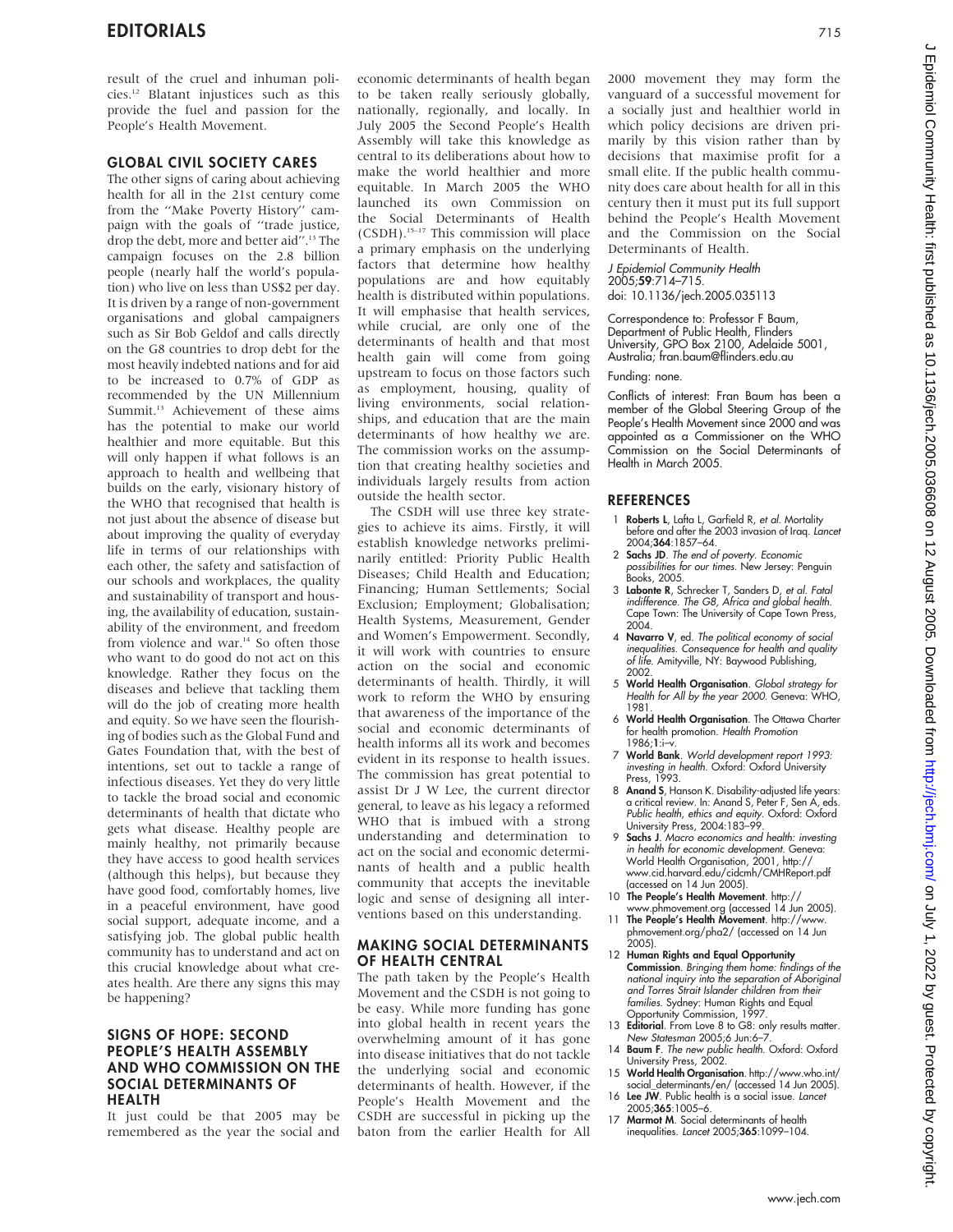result of the cruel and inhuman policies.[12] Blatant injustices such as this provide the fuel and passion for the People's Health Movement.

## GLOBAL CIVIL SOCIETY CARES

The other signs of caring about achieving health for all in the 21st century come from the "Make Poverty History" campaign with the goals of "trade justice, drop the debt, more and better aid".[13] The campaign focuses on the 2.8 billion people (nearly half the world's population) who live on less than US$2 per day. It is driven by a range of non-government organisations and global campaigners such as Sir Bob Geldof and calls directly on the G8 countries to drop debt for the most heavily indebted nations and for aid to be increased to 0.7% of GDP as recommended by the UN Millennium Summit.[13] Achievement of these aims has the potential to make our world healthier and more equitable. But this will only happen if what follows is an approach to health and wellbeing that builds on the early, visionary history of the WHO that recognised that health is not just about the absence of disease but about improving the quality of everyday life in terms of our relationships with each other, the safety and satisfaction of our schools and workplaces, the quality and sustainability of transport and housing, the availability of education, sustainability of the environment, and freedom from violence and war.[14] So often those who want to do good do not act on this knowledge. Rather they focus on the diseases and believe that tackling them will do the job of creating more health and equity. So we have seen the flourishing of bodies such as the Global Fund and Gates Foundation that, with the best of intentions, set out to tackle a range of infectious diseases. Yet they do very little to tackle the broad social and economic determinants of health that dictate who gets what disease. Healthy people are mainly healthy, not primarily because they have access to good health services (although this helps), but because they have good food, comfortably homes, live in a peaceful environment, have good social support, adequate income, and a satisfying job. The global public health community has to understand and act on this crucial knowledge about what creates health. Are there any signs this may be happening?

## SIGNS OF HOPE: SECOND PEOPLE'S HEALTH ASSEMBLY AND WHO COMMISSION ON THE SOCIAL DETERMINANTS OF HEALTH

It just could be that 2005 may be remembered as the year the social and economic determinants of health began to be taken really seriously globally, nationally, regionally, and locally. In July 2005 the Second People's Health Assembly will take this knowledge as central to its deliberations about how to make the world healthier and more equitable. In March 2005 the WHO launched its own Commission on the Social Determinants of Health (CSDH).[15–17] This commission will place a primary emphasis on the underlying factors that determine how healthy populations are and how equitably health is distributed within populations. It will emphasise that health services, while crucial, are only one of the determinants of health and that most health gain will come from going upstream to focus on those factors such as employment, housing, quality of living environments, social relationships, and education that are the main determinants of how healthy we are. The commission works on the assumption that creating healthy societies and individuals largely results from action outside the health sector.

The CSDH will use three key strategies to achieve its aims. Firstly, it will establish knowledge networks preliminarily entitled: Priority Public Health Diseases; Child Health and Education; Financing; Human Settlements; Social Exclusion; Employment; Globalisation; Health Systems, Measurement, Gender and Women's Empowerment. Secondly, it will work with countries to ensure action on the social and economic determinants of health. Thirdly, it will work to reform the WHO by ensuring that awareness of the importance of the social and economic determinants of health informs all its work and becomes evident in its response to health issues. The commission has great potential to assist Dr J W Lee, the current director general, to leave as his legacy a reformed WHO that is imbued with a strong understanding and determination to act on the social and economic determinants of health and a public health community that accepts the inevitable logic and sense of designing all interventions based on this understanding.

## MAKING SOCIAL DETERMINANTS OF HEALTH CENTRAL

The path taken by the People's Health Movement and the CSDH is not going to be easy. While more funding has gone into global health in recent years the overwhelming amount of it has gone into disease initiatives that do not tackle the underlying social and economic determinants of health. However, if the People's Health Movement and the CSDH are successful in picking up the baton from the earlier Health for All 2000 movement they may form the vanguard of a successful movement for a socially just and healthier world in which policy decisions are driven primarily by this vision rather than by decisions that maximise profit for a small elite. If the public health community does care about health for all in this century then it must put its full support behind the People's Health Movement and the Commission on the Social Determinants of Health.

*J Epidemiol Community Health* 2005;**59**:714–715.
doi: 10.1136/jech.2005.035113

Correspondence to: Professor F Baum, Department of Public Health, Flinders University, GPO Box 2100, Adelaide 5001, Australia; fran.baum@flinders.edu.au

Funding: none.

Conflicts of interest: Fran Baum has been a member of the Global Steering Group of the People's Health Movement since 2000 and was appointed as a Commissioner on the WHO Commission on the Social Determinants of Health in March 2005.

## REFERENCES

1. **Roberts L**, Lafta L, Garfield R, *et al*. Mortality before and after the 2003 invasion of Iraq. *Lancet* 2004;**364**:1857–64.
2. **Sachs JD**. *The end of poverty. Economic possibilities for our times*. New Jersey: Penguin Books, 2005.
3. **Labonte R**, Schrecker T, Sanders D, *et al*. *Fatal indifference. The G8, Africa and global health*. Cape Town: The University of Cape Town Press, 2004.
4. **Navarro V**, ed. *The political economy of social inequalities. Consequence for health and quality of life*. Amityville, NY: Baywood Publishing, 2002.
5. **World Health Organisation**. *Global strategy for Health for All by the year 2000*. Geneva: WHO, 1981.
6. **World Health Organisation**. The Ottawa Charter for health promotion. *Health Promotion* 1986;**1**:i–v.
7. **World Bank**. *World development report 1993: investing in health*. Oxford: Oxford University Press, 1993.
8. **Anand S**, Hanson K. Disability-adjusted life years: a critical review. In: Anand S, Peter F, Sen A, eds. *Public health, ethics and equity*. Oxford: Oxford University Press, 2004:183–99.
9. **Sachs J**. *Macro economics and health: investing in health for economic development*. Geneva: World Health Organisation, 2001, http://www.cid.harvard.edu/cidcmh/CMHReport.pdf (accessed on 14 Jun 2005).
10. **The People's Health Movement**. http://www.phmovement.org (accessed 14 Jun 2005).
11. **The People's Health Movement**. http://www.phmovement.org/pha2/ (accessed on 14 Jun 2005).
12. **Human Rights and Equal Opportunity Commission**. *Bringing them home: findings of the national inquiry into the separation of Aboriginal and Torres Strait Islander children from their families*. Sydney: Human Rights and Equal Opportunity Commission, 1997.
13. **Editorial**. From Love 8 to G8: only results matter. *New Statesman* 2005;6 Jun:6–7.
14. **Baum F**. *The new public health*. Oxford: Oxford University Press, 2002.
15. **World Health Organisation**. http://www.who.int/social_determinants/en/ (accessed 14 Jun 2005).
16. **Lee JW**. Public health is a social issue. *Lancet* 2005;**365**:1005–6.
17. **Marmot M**. Social determinants of health inequalities. *Lancet* 2005;**365**:1099–104.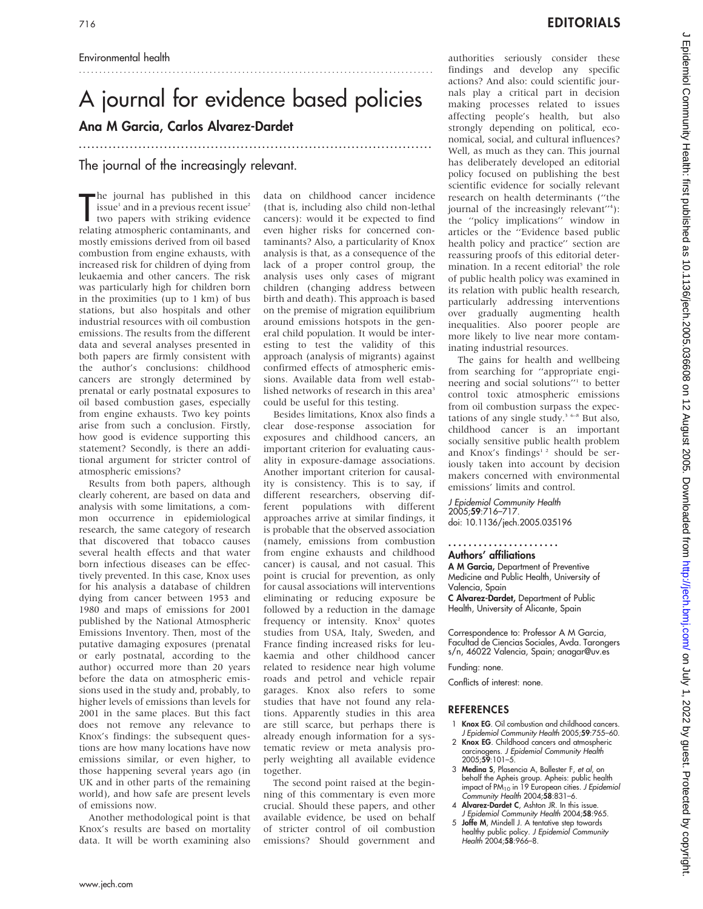Environmental health

# A journal for evidence based policies

## Ana M Garcia, Carlos Alvarez-Dardet

The journal of the increasingly relevant.

The journal has published in this issue[1] and in a previous recent issue[2] two papers with striking evidence relating atmospheric contaminants, and mostly emissions derived from oil based combustion from engine exhausts, with increased risk for children of dying from leukaemia and other cancers. The risk was particularly high for children born in the proximities (up to 1 km) of bus stations, but also hospitals and other industrial resources with oil combustion emissions. The results from the different data and several analyses presented in both papers are firmly consistent with the author's conclusions: childhood cancers are strongly determined by prenatal or early postnatal exposures to oil based combustion gases, especially from engine exhausts. Two key points arise from such a conclusion. Firstly, how good is evidence supporting this statement? Secondly, is there an additional argument for stricter control of atmospheric emissions?

Results from both papers, although clearly coherent, are based on data and analysis with some limitations, a common occurrence in epidemiological research, the same category of research that discovered that tobacco causes several health effects and that water born infectious diseases can be effectively prevented. In this case, Knox uses for his analysis a database of children dying from cancer between 1953 and 1980 and maps of emissions for 2001 published by the National Atmospheric Emissions Inventory. Then, most of the putative damaging exposures (prenatal or early postnatal, according to the author) occurred more than 20 years before the data on atmospheric emissions used in the study and, probably, to higher levels of emissions than levels for 2001 in the same places. But this fact does not remove any relevance to Knox's findings: the subsequent questions are how many locations have now emissions similar, or even higher, to those happening several years ago (in UK and in other parts of the remaining world), and how safe are present levels of emissions now.

Another methodological point is that Knox's results are based on mortality data. It will be worth examining also data on childhood cancer incidence (that is, including also child non-lethal cancers): would it be expected to find even higher risks for concerned contaminants? Also, a particularity of Knox analysis is that, as a consequence of the lack of a proper control group, the analysis uses only cases of migrant children (changing address between birth and death). This approach is based on the premise of migration equilibrium around emissions hotspots in the general child population. It would be interesting to test the validity of this approach (analysis of migrants) against confirmed effects of atmospheric emissions. Available data from well established networks of research in this area[3] could be useful for this testing.

Besides limitations, Knox also finds a clear dose-response association for exposures and childhood cancers, an important criterion for evaluating causality in exposure-damage associations. Another important criterion for causality is consistency. This is to say, if different researchers, observing different populations with different approaches arrive at similar findings, it is probable that the observed association (namely, emissions from combustion from engine exhausts and childhood cancer) is causal, and not casual. This point is crucial for prevention, as only for causal associations will interventions eliminating or reducing exposure be followed by a reduction in the damage frequency or intensity. Knox[2] quotes studies from USA, Italy, Sweden, and France finding increased risks for leukaemia and other childhood cancer related to residence near high volume roads and petrol and vehicle repair garages. Knox also refers to some studies that have not found any relations. Apparently studies in this area are still scarce, but perhaps there is already enough information for a systematic review or meta analysis properly weighting all available evidence together.

The second point raised at the beginning of this commentary is even more crucial. Should these papers, and other available evidence, be used on behalf of stricter control of oil combustion emissions? Should government and authorities seriously consider these findings and develop any specific actions? And also: could scientific journals play a critical part in decision making processes related to issues affecting people's health, but also strongly depending on political, economical, social, and cultural influences? Well, as much as they can. This journal has deliberately developed an editorial policy focused on publishing the best scientific evidence for socially relevant research on health determinants ("the journal of the increasingly relevant"[4]): the "policy implications" window in articles or the "Evidence based public health policy and practice" section are reassuring proofs of this editorial determination. In a recent editorial[5] the role of public health policy was examined in its relation with public health research, particularly addressing interventions over gradually augmenting health inequalities. Also poorer people are more likely to live near more contaminating industrial resources.

The gains for health and wellbeing from searching for "appropriate engineering and social solutions"[1] to better control toxic atmospheric emissions from oil combustion surpass the expectations of any single study.[3 6–8] But also, childhood cancer is an important socially sensitive public health problem and Knox's findings[1 2] should be seriously taken into account by decision makers concerned with environmental emissions' limits and control.

*J Epidemiol Community Health* 2005;**59**:716–717.
doi: 10.1136/jech.2005.035196

### Authors' affiliations

**A M Garcia,** Department of Preventive Medicine and Public Health, University of Valencia, Spain
**C Alvarez-Dardet,** Department of Public Health, University of Alicante, Spain

Correspondence to: Professor A M Garcia, Facultad de Ciencias Sociales, Avda. Tarongers s/n, 46022 Valencia, Spain; anagar@uv.es

Funding: none.

Conflicts of interest: none.

## REFERENCES

1. **Knox EG**. Oil combustion and childhood cancers. *J Epidemiol Community Health* 2005;**59**:755–60.
2. **Knox EG**. Childhood cancers and atmospheric carcinogens. *J Epidemiol Community Health* 2005;**59**:101–5.
3. **Medina S**, Plasencia A, Ballester F, *et al*, on behalf the Apheis group. Apheis: public health impact of $PM_{10}$ in 19 European cities. *J Epidemiol Community Health* 2004;**58**:831–6.
4. **Alvarez-Dardet C**, Ashton JR. In this issue. *J Epidemiol Community Health* 2004;**58**:965.
5. **Joffe M**, Mindell J. A tentative step towards healthy public policy. *J Epidemiol Community Health* 2004;**58**:966–8.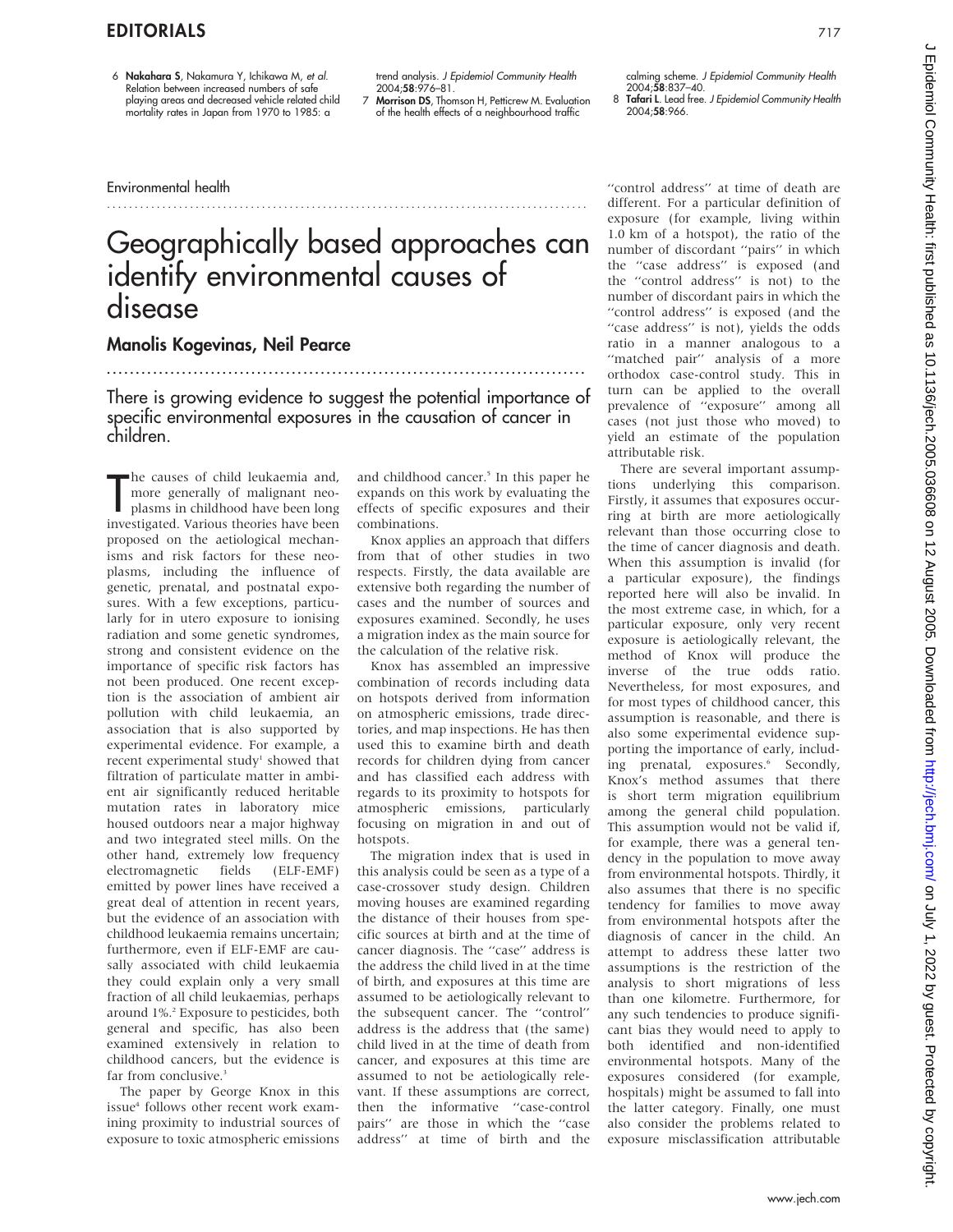6 **Nakahara S**, Nakamura Y, Ichikawa M, *et al.* Relation between increased numbers of safe playing areas and decreased vehicle related child mortality rates in Japan from 1970 to 1985: a trend analysis. *J Epidemiol Community Health* 2004;**58**:976–81.

7 **Morrison DS**, Thomson H, Petticrew M. Evaluation of the health effects of a neighbourhood traffic calming scheme. *J Epidemiol Community Health* 2004;**58**:837–40.

8 **Tafari L**. Lead free. *J Epidemiol Community Health* 2004;**58**:966.

Environmental health

# Geographically based approaches can identify environmental causes of disease

## Manolis Kogevinas, Neil Pearce

There is growing evidence to suggest the potential importance of specific environmental exposures in the causation of cancer in children.

The causes of child leukaemia and, more generally of malignant neoplasms in childhood have been long investigated. Various theories have been proposed on the aetiological mechanisms and risk factors for these neoplasms, including the influence of genetic, prenatal, and postnatal exposures. With a few exceptions, particularly for in utero exposure to ionising radiation and some genetic syndromes, strong and consistent evidence on the importance of specific risk factors has not been produced. One recent exception is the association of ambient air pollution with child leukaemia, an association that is also supported by experimental evidence. For example, a recent experimental study[1] showed that filtration of particulate matter in ambient air significantly reduced heritable mutation rates in laboratory mice housed outdoors near a major highway and two integrated steel mills. On the other hand, extremely low frequency electromagnetic fields (ELF-EMF) emitted by power lines have received a great deal of attention in recent years, but the evidence of an association with childhood leukaemia remains uncertain; furthermore, even if ELF-EMF are causally associated with child leukaemia they could explain only a very small fraction of all child leukaemias, perhaps around 1%.[2] Exposure to pesticides, both general and specific, has also been examined extensively in relation to childhood cancers, but the evidence is far from conclusive.[3]

The paper by George Knox in this issue[4] follows other recent work examining proximity to industrial sources of exposure to toxic atmospheric emissions and childhood cancer.[5] In this paper he expands on this work by evaluating the effects of specific exposures and their combinations.

Knox applies an approach that differs from that of other studies in two respects. Firstly, the data available are extensive both regarding the number of cases and the number of sources and exposures examined. Secondly, he uses a migration index as the main source for the calculation of the relative risk.

Knox has assembled an impressive combination of records including data on hotspots derived from information on atmospheric emissions, trade directories, and map inspections. He has then used this to examine birth and death records for children dying from cancer and has classified each address with regards to its proximity to hotspots for atmospheric emissions, particularly focusing on migration in and out of hotspots.

The migration index that is used in this analysis could be seen as a type of a case-crossover study design. Children moving houses are examined regarding the distance of their houses from specific sources at birth and at the time of cancer diagnosis. The "case" address is the address the child lived in at the time of birth, and exposures at this time are assumed to be aetiologically relevant to the subsequent cancer. The "control" address is the address that (the same) child lived in at the time of death from cancer, and exposures at this time are assumed to not be aetiologically relevant. If these assumptions are correct, then the informative "case-control pairs" are those in which the "case address" at time of birth and the "control address" at time of death are different. For a particular definition of exposure (for example, living within 1.0 km of a hotspot), the ratio of the number of discordant "pairs" in which the "case address" is exposed (and the "control address" is not) to the number of discordant pairs in which the "control address" is exposed (and the "case address" is not), yields the odds ratio in a manner analogous to a "matched pair" analysis of a more orthodox case-control study. This in turn can be applied to the overall prevalence of "exposure" among all cases (not just those who moved) to yield an estimate of the population attributable risk.

There are several important assumptions underlying this comparison. Firstly, it assumes that exposures occurring at birth are more aetiologically relevant than those occurring close to the time of cancer diagnosis and death. When this assumption is invalid (for a particular exposure), the findings reported here will also be invalid. In the most extreme case, in which, for a particular exposure, only very recent exposure is aetiologically relevant, the method of Knox will produce the inverse of the true odds ratio. Nevertheless, for most exposures, and for most types of childhood cancer, this assumption is reasonable, and there is also some experimental evidence supporting the importance of early, including prenatal, exposures.[6] Secondly, Knox's method assumes that there is short term migration equilibrium among the general child population. This assumption would not be valid if, for example, there was a general tendency in the population to move away from environmental hotspots. Thirdly, it also assumes that there is no specific tendency for families to move away from environmental hotspots after the diagnosis of cancer in the child. An attempt to address these latter two assumptions is the restriction of the analysis to short migrations of less than one kilometre. Furthermore, for any such tendencies to produce significant bias they would need to apply to both identified and non-identified environmental hotspots. Many of the exposures considered (for example, hospitals) might be assumed to fall into the latter category. Finally, one must also consider the problems related to exposure misclassification attributable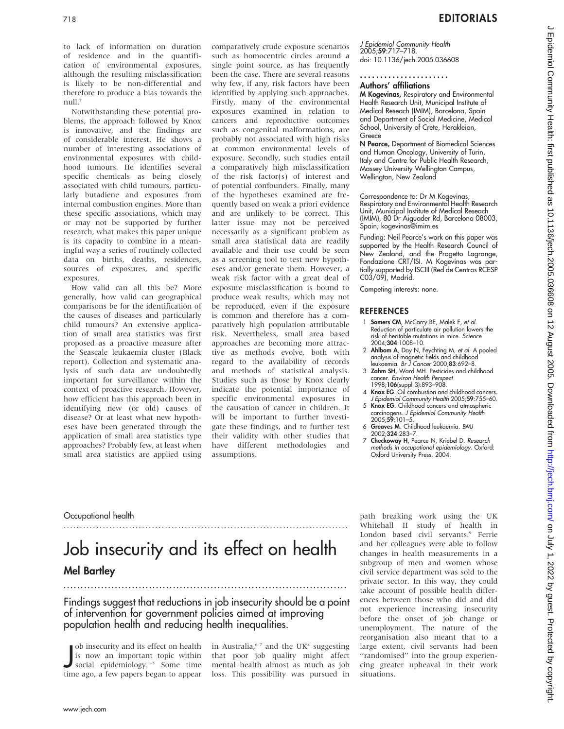to lack of information on duration of residence and in the quantification of environmental exposures, although the resulting misclassification is likely to be non-differential and therefore to produce a bias towards the null.[7]

Notwithstanding these potential problems, the approach followed by Knox is innovative, and the findings are of considerable interest. He shows a number of interesting associations of environmental exposures with childhood tumours. He identifies several specific chemicals as being closely associated with child tumours, particularly butadiene and exposures from internal combustion engines. More than these specific associations, which may or may not be supported by further research, what makes this paper unique is its capacity to combine in a meaningful way a series of routinely collected data on births, deaths, residences, sources of exposures, and specific exposures.

How valid can all this be? More generally, how valid can geographical comparisons be for the identification of the causes of diseases and particularly child tumours? An extensive application of small area statistics was first proposed as a proactive measure after the Seascale leukaemia cluster (Black report). Collection and systematic analysis of such data are undoubtedly important for surveillance within the context of proactive research. However, how efficient has this approach been in identifying new (or old) causes of disease? Or at least what new hypotheses have been generated through the application of small area statistics type approaches? Probably few, at least when small area statistics are applied using comparatively crude exposure scenarios such as homocentric circles around a single point source, as has frequently been the case. There are several reasons why few, if any, risk factors have been identified by applying such approaches. Firstly, many of the environmental exposures examined in relation to cancers and reproductive outcomes such as congenital malformations, are probably not associated with high risks at common environmental levels of exposure. Secondly, such studies entail a comparatively high misclassification of the risk factor(s) of interest and of potential confounders. Finally, many of the hypotheses examined are frequently based on weak a priori evidence and are unlikely to be correct. This latter issue may not be perceived necessarily as a significant problem as small area statistical data are readily available and their use could be seen as a screening tool to test new hypotheses and/or generate them. However, a weak risk factor with a great deal of exposure misclassification is bound to produce weak results, which may not be reproduced, even if the exposure is common and therefore has a comparatively high population attributable risk. Nevertheless, small area based approaches are becoming more attractive as methods evolve, both with regard to the availability of records and methods of statistical analysis. Studies such as those by Knox clearly indicate the potential importance of specific environmental exposures in the causation of cancer in children. It will be important to further investigate these findings, and to further test their validity with other studies that have different methodologies and assumptions.

*J Epidemiol Community Health* 2005;**59**:717–718.
doi: 10.1136/jech.2005.036608

### Authors' affiliations

**M Kogevinas**, Respiratory and Environmental Health Research Unit, Municipal Institute of Medical Reseach (IMIM), Barcelona, Spain and Department of Social Medicine, Medical School, University of Crete, Herakleion, Greece

**N Pearce**, Department of Biomedical Sciences and Human Oncology, University of Turin, Italy and Centre for Public Health Research, Massey University Wellington Campus, Wellington, New Zealand

Correspondence to: Dr M Kogevinas, Respiratory and Environmental Health Research Unit, Municipal Institute of Medical Reseach (IMIM), 80 Dr Aiguader Rd, Barcelona 08003, Spain; kogevinas@imim.es

Funding: Neil Pearce's work on this paper was supported by the Health Research Council of New Zealand, and the Progetto Lagrange, Fondazione CRT/ISI. M Kogevinas was partially supported by ISCIII (Red de Centros RCESP C03/09), Madrid.

Competing interests: none.

## REFERENCES

1. **Somers CM**, McCarry BE, Malek F, *et al*. Reduction of particulate air pollution lowers the risk of heritable mutations in mice. *Science* 2004;**304**:1008–10.
2. **Ahlbom A**, Day N, Feychting M, *et al*. A pooled analysis of magnetic fields and childhood leukaemia. *Br J Cancer* 2000;**83**:692–8.
3. **Zahm SH**, Ward MH. Pesticides and childhood cancer. *Environ Health Perspect* 1998;**106**(suppl 3):893–908.
4. **Knox EG**. Oil combustion and childhood cancers. *J Epidemiol Community Health* 2005;**59**:755–60.
5. **Knox EG**. Childhood cancers and atmospheric carcinogens. *J Epidemiol Community Health* 2005;**59**:101–5.
6. **Greaves M**. Childhood leukaemia. *BMJ* 2002;**324**:283–7.
7. **Checkoway H**, Pearce N, Kriebel D. *Research methods in occupational epidemiology*. Oxford: Oxford University Press, 2004.

Occupational health

# Job insecurity and its effect on health

## Mel Bartley

**Findings suggest that reductions in job insecurity should be a point of intervention for government policies aimed at improving population health and reducing health inequalities.**

Job insecurity and its effect on health is now an important topic within social epidemiology.[1–5] Some time time ago, a few papers began to appear in Australia,[6 7] and the UK[8] suggesting that poor job quality might affect mental health almost as much as job loss. This possibility was pursued in path breaking work using the UK Whitehall II study of health in London based civil servants.[9] Ferrie and her colleagues were able to follow changes in health measurements in a subgroup of men and women whose civil service department was sold to the private sector. In this way, they could take account of possible health differences between those who did and did not experience increasing insecurity before the onset of job change or unemployment. The nature of the reorganisation also meant that to a large extent, civil servants had been "randomised" into the group experiencing greater upheaval in their work situations.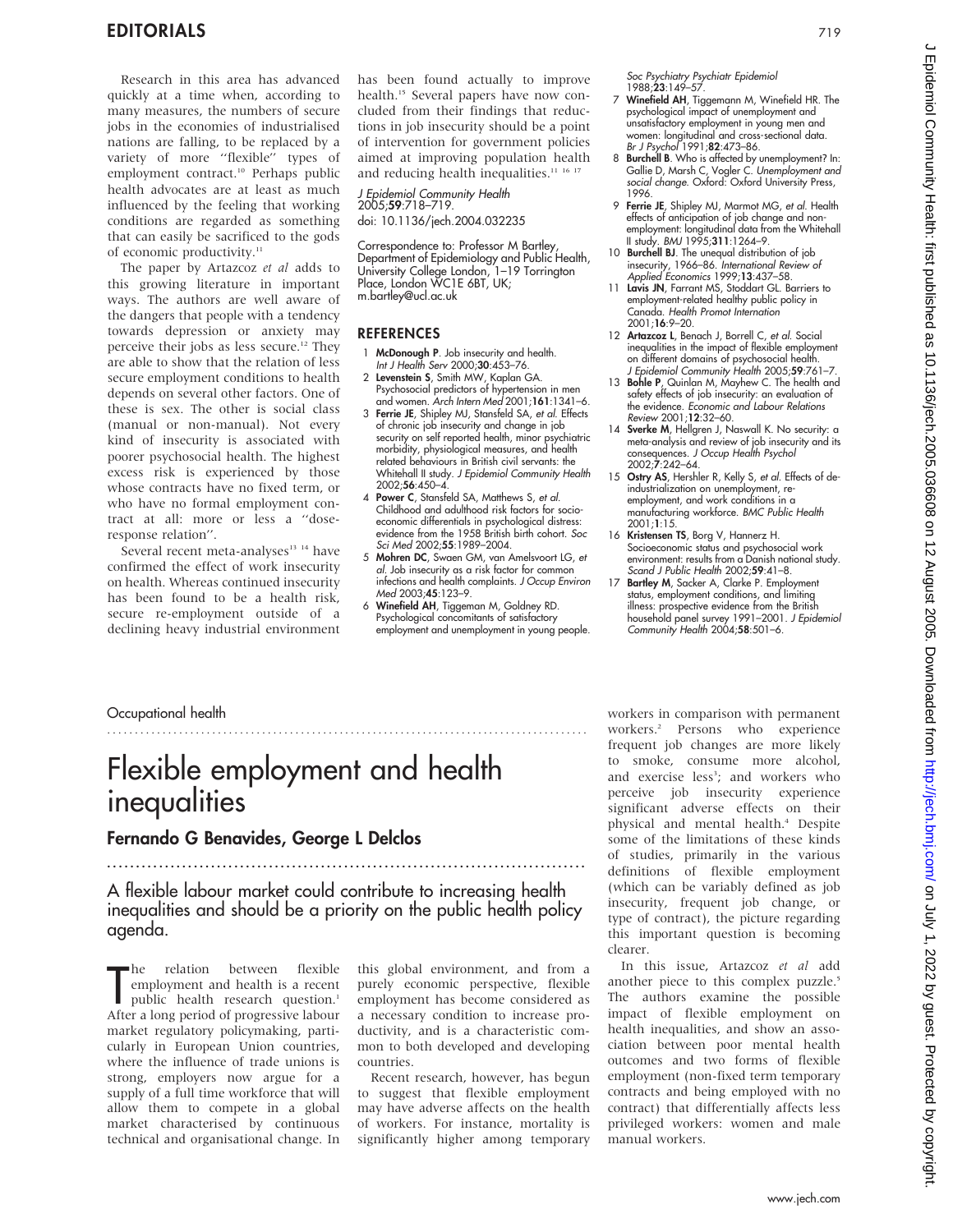Research in this area has advanced quickly at a time when, according to many measures, the numbers of secure jobs in the economies of industrialised nations are falling, to be replaced by a variety of more "flexible" types of employment contract.[10] Perhaps public health advocates are at least as much influenced by the feeling that working conditions are regarded as something that can easily be sacrificed to the gods of economic productivity.[11]

The paper by Artazcoz *et al* adds to this growing literature in important ways. The authors are well aware of the dangers that people with a tendency towards depression or anxiety may perceive their jobs as less secure.[12] They are able to show that the relation of less secure employment conditions to health depends on several other factors. One of these is sex. The other is social class (manual or non-manual). Not every kind of insecurity is associated with poorer psychosocial health. The highest excess risk is experienced by those whose contracts have no fixed term, or who have no formal employment contract at all: more or less a "dose-response relation".

Several recent meta-analyses[13 14] have confirmed the effect of work insecurity on health. Whereas continued insecurity has been found to be a health risk, secure re-employment outside of a declining heavy industrial environment has been found actually to improve health.[15] Several papers have now concluded from their findings that reductions in job insecurity should be a point of intervention for government policies aimed at improving population health and reducing health inequalities.[11 16 17]

*J Epidemiol Community Health* 2005;**59**:718–719.
doi: 10.1136/jech.2004.032235

Correspondence to: Professor M Bartley, Department of Epidemiology and Public Health, University College London, 1–19 Torrington Place, London WC1E 6BT, UK; m.bartley@ucl.ac.uk

## REFERENCES

1. **McDonough P**. Job insecurity and health. *Int J Health Serv* 2000;**30**:453–76.
2. **Levenstein S**, Smith MW, Kaplan GA. Psychosocial predictors of hypertension in men and women. *Arch Intern Med* 2001;**161**:1341–6.
3. **Ferrie JE**, Shipley MJ, Stansfeld SA, *et al*. Effects of chronic job insecurity and change in job security on self reported health, minor psychiatric morbidity, physiological measures, and health related behaviours in British civil servants: the Whitehall II study. *J Epidemiol Community Health* 2002;**56**:450–4.
4. **Power C**, Stansfeld SA, Matthews S, *et al*. Childhood and adulthood risk factors for socio-economic differentials in psychological distress: evidence from the 1958 British birth cohort. *Soc Sci Med* 2002;**55**:1989–2004.
5. **Mohren DC**, Swaen GM, van Amelsvoort LG, *et al*. Job insecurity as a risk factor for common infections and health complaints. *J Occup Environ Med* 2003;**45**:123–9.
6. **Winefield AH**, Tiggeman M, Goldney RD. Psychological concomitants of satisfactory employment and unemployment in young people. *Soc Psychiatry Psychiatr Epidemiol* 1988;**23**:149–57.
7. **Winefield AH**, Tiggemann M, Winefield HR. The psychological impact of unemployment and unsatisfactory employment in young men and women: longitudinal and cross-sectional data. *Br J Psychol* 1991;**82**:473–86.
8. **Burchell B**. Who is affected by unemployment? In: Gallie D, Marsh C, Vogler C. *Unemployment and social change*. Oxford: Oxford University Press, 1996.
9. **Ferrie JE**, Shipley MJ, Marmot MG, *et al*. Health effects of anticipation of job change and non-employment: longitudinal data from the Whitehall II study. *BMJ* 1995;**311**:1264–9.
10. **Burchell BJ**. The unequal distribution of job insecurity, 1966–86. *International Review of Applied Economics* 1999;**13**:437–58.
11. **Lavis JN**, Farrant MS, Stoddart GL. Barriers to employment-related healthy public policy in Canada. *Health Promot International* 2001;**16**:9–20.
12. **Artazcoz L**, Benach J, Borrell C, *et al*. Social inequalities in the impact of flexible employment on different domains of psychosocial health. *J Epidemiol Community Health* 2005;**59**:761–7.
13. **Bohle P**, Quinlan M, Mayhew C. The health and safety effects of job insecurity: an evaluation of the evidence. *Economic and Labour Relations Review* 2001;**12**:32–60.
14. **Sverke M**, Hellgren J, Naswall K. No security: a meta-analysis and review of job insecurity and its consequences. *J Occup Health Psychol* 2002;**7**:242–64.
15. **Ostry AS**, Hershler R, Kelly S, *et al*. Effects of de-industrialization on unemployment, re-employment, and work conditions in a manufacturing workforce. *BMC Public Health* 2001;**1**:15.
16. **Kristensen TS**, Borg V, Hannerz H. Socioeconomic status and psychosocial work environment: results from a Danish national study. *Scand J Public Health* 2002;**59**:41–8.
17. **Bartley M**, Sacker A, Clarke P. Employment status, employment conditions, and limiting illness: prospective evidence from the British household panel survey 1991–2001. *J Epidemiol Community Health* 2004;**58**:501–6.

Occupational health

# Flexible employment and health inequalities

## Fernando G Benavides, George L Delclos

**A flexible labour market could contribute to increasing health inequalities and should be a priority on the public health policy agenda.**

The relation between flexible employment and health is a recent public health research question.[1] After a long period of progressive labour market regulatory policymaking, particularly in European Union countries, where the influence of trade unions is strong, employers now argue for a supply of a full time workforce that will allow them to compete in a global market characterised by continuous technical and organisational change. In this global environment, and from a purely economic perspective, flexible employment has become considered as a necessary condition to increase productivity, and is a characteristic common to both developed and developing countries.

Recent research, however, has begun to suggest that flexible employment may have adverse affects on the health of workers. For instance, mortality is significantly higher among temporary workers in comparison with permanent workers.[2] Persons who experience frequent job changes are more likely to smoke, consume more alcohol, and exercise less[3]; and workers who perceive job insecurity experience significant adverse effects on their physical and mental health.[4] Despite some of the limitations of these kinds of studies, primarily in the various definitions of flexible employment (which can be variably defined as job insecurity, frequent job change, or type of contract), the picture regarding this important question is becoming clearer.

In this issue, Artazcoz *et al* add another piece to this complex puzzle.[5] The authors examine the possible impact of flexible employment on health inequalities, and show an association between poor mental health outcomes and two forms of flexible employment (non-fixed term temporary contracts and being employed with no contract) that differentially affects less privileged workers: women and male manual workers.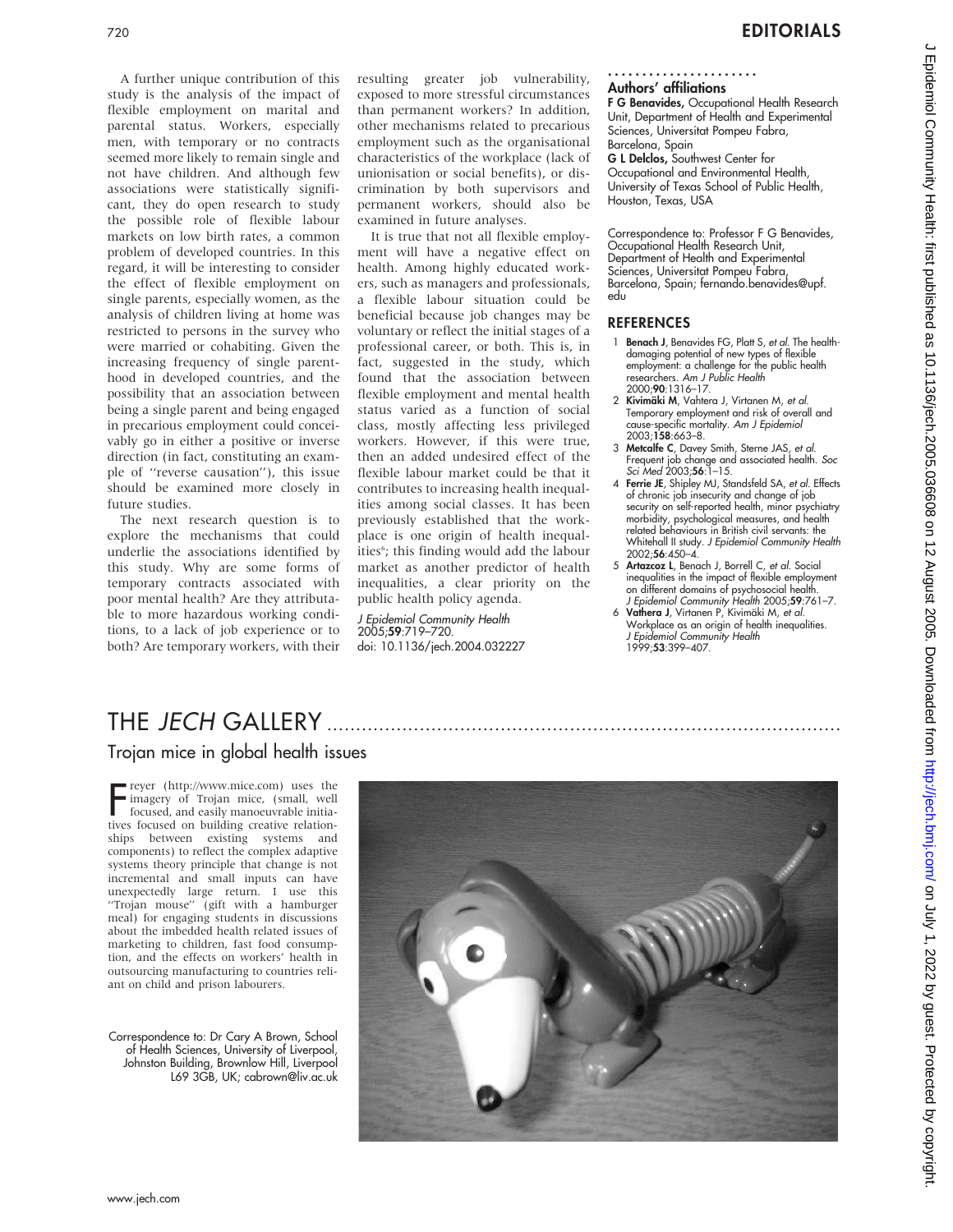A further unique contribution of this study is the analysis of the impact of flexible employment on marital and parental status. Workers, especially men, with temporary or no contracts seemed more likely to remain single and not have children. And although few associations were statistically significant, they do open research to study the possible role of flexible labour markets on low birth rates, a common problem of developed countries. In this regard, it will be interesting to consider the effect of flexible employment on single parents, especially women, as the analysis of children living at home was restricted to persons in the survey who were married or cohabiting. Given the increasing frequency of single parenthood in developed countries, and the possibility that an association between being a single parent and being engaged in precarious employment could conceivably go in either a positive or inverse direction (in fact, constituting an example of "reverse causation"), this issue should be examined more closely in future studies.

The next research question is to explore the mechanisms that could underlie the associations identified by this study. Why are some forms of temporary contracts associated with poor mental health? Are they attributable to more hazardous working conditions, to a lack of job experience or to both? Are temporary workers, with their resulting greater job vulnerability, exposed to more stressful circumstances than permanent workers? In addition, other mechanisms related to precarious employment such as the organisational characteristics of the workplace (lack of unionisation or social benefits), or discrimination by both supervisors and permanent workers, should also be examined in future analyses.

It is true that not all flexible employment will have a negative effect on health. Among highly educated workers, such as managers and professionals, a flexible labour situation could be beneficial because job changes may be voluntary or reflect the initial stages of a professional career, or both. This is, in fact, suggested in the study, which found that the association between flexible employment and mental health status varied as a function of social class, mostly affecting less privileged workers. However, if this were true, then an added undesired effect of the flexible labour market could be that it contributes to increasing health inequalities among social classes. It has been previously established that the workplace is one origin of health inequalities[6]; this finding would add the labour market as another predictor of health inequalities, a clear priority on the public health policy agenda.

*J Epidemiol Community Health* 2005;**59**:719–720.
doi: 10.1136/jech.2004.032227

### Authors' affiliations

**F G Benavides,** Occupational Health Research Unit, Department of Health and Experimental Sciences, Universitat Pompeu Fabra, Barcelona, Spain

**G L Delclos,** Southwest Center for Occupational and Environmental Health, University of Texas School of Public Health, Houston, Texas, USA

Correspondence to: Professor F G Benavides, Occupational Health Research Unit, Department of Health and Experimental Sciences, Universitat Pompeu Fabra, Barcelona, Spain; fernando.benavides@upf.edu

## REFERENCES

1. **Benach J**, Benavides FG, Platt S, *et al*. The health-damaging potential of new types of flexible employment: a challenge for the public health researchers. *Am J Public Health* 2000;**90**:1316–17.
2. **Kivimäki M**, Vahtera J, Virtanen M, *et al*. Temporary employment and risk of overall and cause-specific mortality. *Am J Epidemiol* 2003;**158**:663–8.
3. **Metcalfe C**, Davey Smith, Sterne JAS, *et al*. Frequent job change and associated health. *Soc Sci Med* 2003;**56**:1–15.
4. **Ferrie JE**, Shipley MJ, Standsfeld SA, *et al*. Effects of chronic job insecurity and change of job security on self-reported health, minor psychiatry morbidity, psychological measures, and health related behaviours in British civil servants: the Whitehall II study. *J Epidemiol Community Health* 2002;**56**:450–4.
5. **Artazcoz L**, Benach J, Borrell C, *et al*. Social inequalities in the impact of flexible employment on different domains of psychosocial health. *J Epidemiol Community Health* 2005;**59**:761–7.
6. **Vathera J**, Virtanen P, Kivimäki M, *et al*. Workplace as an origin of health inequalities. *J Epidemiol Community Health* 1999;**53**:399–407.

# THE *JECH* GALLERY

## Trojan mice in global health issues

Freyer (http://www.mice.com) uses the imagery of Trojan mice, (small, well focused, and easily manoeuvrable initiatives focused on building creative relationships between existing systems and components) to reflect the complex adaptive systems theory principle that change is not incremental and small inputs can have unexpectedly large return. I use this "Trojan mouse" (gift with a hamburger meal) for engaging students in discussions about the imbedded health related issues of marketing to children, fast food consumption, and the effects on workers' health in outsourcing manufacturing to countries reliant on child and prison labourers.

Correspondence to: Dr Cary A Brown, School of Health Sciences, University of Liverpool, Johnston Building, Brownlow Hill, Liverpool L69 3GB, UK; cabrown@liv.ac.uk